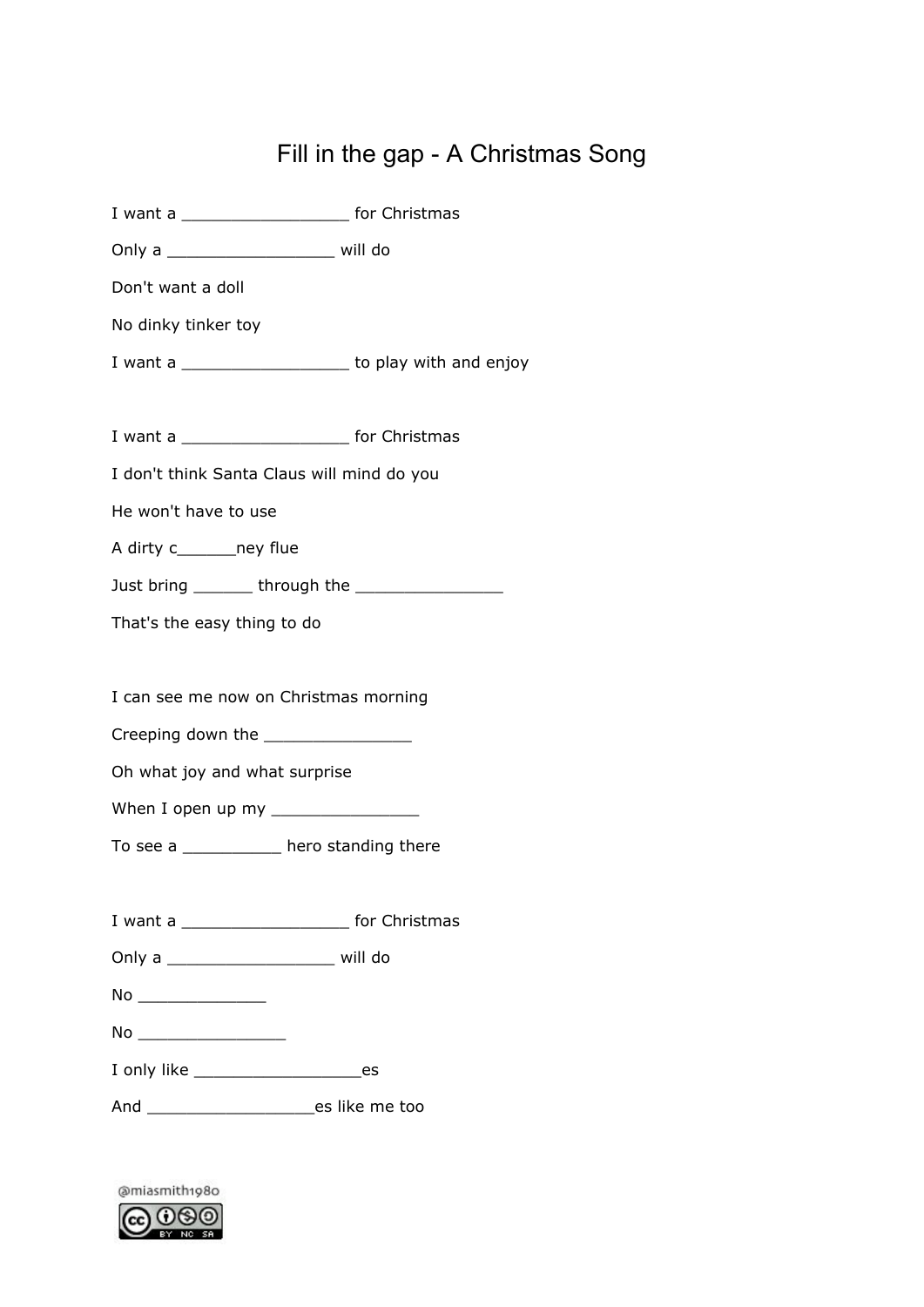# Fill in the gap - A Christmas Song

I want a _________________ for Christmas

Only a _________________ will do

Don't want a doll

No dinky tinker toy

I want a _________________ to play with and enjoy

I want a _________________ for Christmas

I don't think Santa Claus will mind do you

He won't have to use

A dirty c______ney flue

Just bring ______ through the _______________

That's the easy thing to do

I can see me now on Christmas morning

Creeping down the _______________

Oh what joy and what surprise

When I open up my _______________

To see a __________ hero standing there

I want a _________________ for Christmas

Only a _________________ will do

No _____________

No _______________

I only like _________________es

And _________________es like me too

@miasmith1980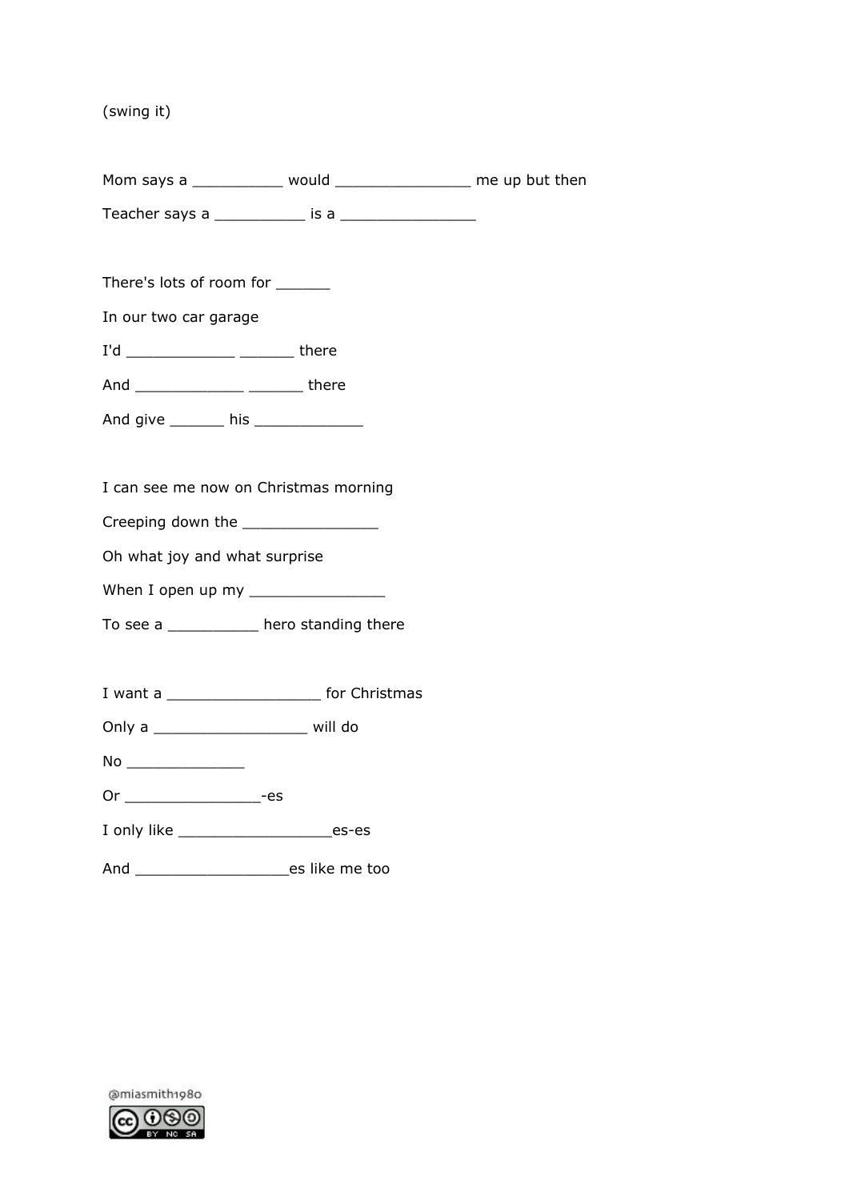(swing it)

Mom says a __________ would _______________ me up but then

Teacher says a __________ is a _______________

There's lots of room for ______

In our two car garage

I'd ____________ ______ there

And ____________ ______ there

And give ______ his ____________

I can see me now on Christmas morning

Creeping down the _______________

Oh what joy and what surprise

When I open up my _______________

To see a __________ hero standing there

I want a _________________ for Christmas

Only a _________________ will do

No _____________

Or _______________-es

I only like _________________es-es

And _________________es like me too

@miasmith1980

CC BY NC SA